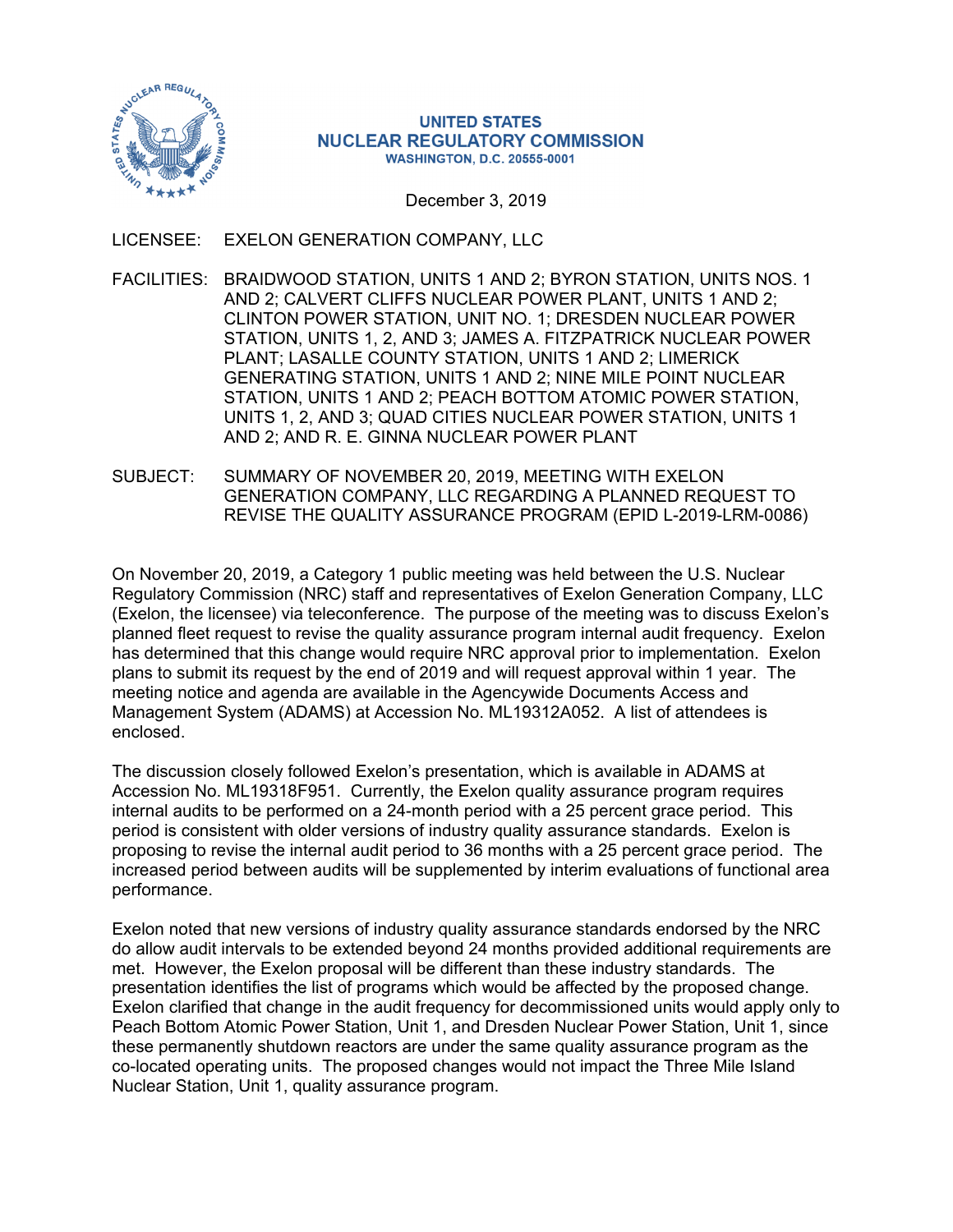**UNITED STATES**
**NUCLEAR REGULATORY COMMISSION**
**WASHINGTON, D.C. 20555-0001**

December 3, 2019

LICENSEE: EXELON GENERATION COMPANY, LLC

FACILITIES: BRAIDWOOD STATION, UNITS 1 AND 2; BYRON STATION, UNITS NOS. 1 AND 2; CALVERT CLIFFS NUCLEAR POWER PLANT, UNITS 1 AND 2; CLINTON POWER STATION, UNIT NO. 1; DRESDEN NUCLEAR POWER STATION, UNITS 1, 2, AND 3; JAMES A. FITZPATRICK NUCLEAR POWER PLANT; LASALLE COUNTY STATION, UNITS 1 AND 2; LIMERICK GENERATING STATION, UNITS 1 AND 2; NINE MILE POINT NUCLEAR STATION, UNITS 1 AND 2; PEACH BOTTOM ATOMIC POWER STATION, UNITS 1, 2, AND 3; QUAD CITIES NUCLEAR POWER STATION, UNITS 1 AND 2; AND R. E. GINNA NUCLEAR POWER PLANT

SUBJECT: SUMMARY OF NOVEMBER 20, 2019, MEETING WITH EXELON GENERATION COMPANY, LLC REGARDING A PLANNED REQUEST TO REVISE THE QUALITY ASSURANCE PROGRAM (EPID L-2019-LRM-0086)

On November 20, 2019, a Category 1 public meeting was held between the U.S. Nuclear Regulatory Commission (NRC) staff and representatives of Exelon Generation Company, LLC (Exelon, the licensee) via teleconference. The purpose of the meeting was to discuss Exelon's planned fleet request to revise the quality assurance program internal audit frequency. Exelon has determined that this change would require NRC approval prior to implementation. Exelon plans to submit its request by the end of 2019 and will request approval within 1 year. The meeting notice and agenda are available in the Agencywide Documents Access and Management System (ADAMS) at Accession No. ML19312A052. A list of attendees is enclosed.

The discussion closely followed Exelon's presentation, which is available in ADAMS at Accession No. ML19318F951. Currently, the Exelon quality assurance program requires internal audits to be performed on a 24-month period with a 25 percent grace period. This period is consistent with older versions of industry quality assurance standards. Exelon is proposing to revise the internal audit period to 36 months with a 25 percent grace period. The increased period between audits will be supplemented by interim evaluations of functional area performance.

Exelon noted that new versions of industry quality assurance standards endorsed by the NRC do allow audit intervals to be extended beyond 24 months provided additional requirements are met. However, the Exelon proposal will be different than these industry standards. The presentation identifies the list of programs which would be affected by the proposed change. Exelon clarified that change in the audit frequency for decommissioned units would apply only to Peach Bottom Atomic Power Station, Unit 1, and Dresden Nuclear Power Station, Unit 1, since these permanently shutdown reactors are under the same quality assurance program as the co-located operating units. The proposed changes would not impact the Three Mile Island Nuclear Station, Unit 1, quality assurance program.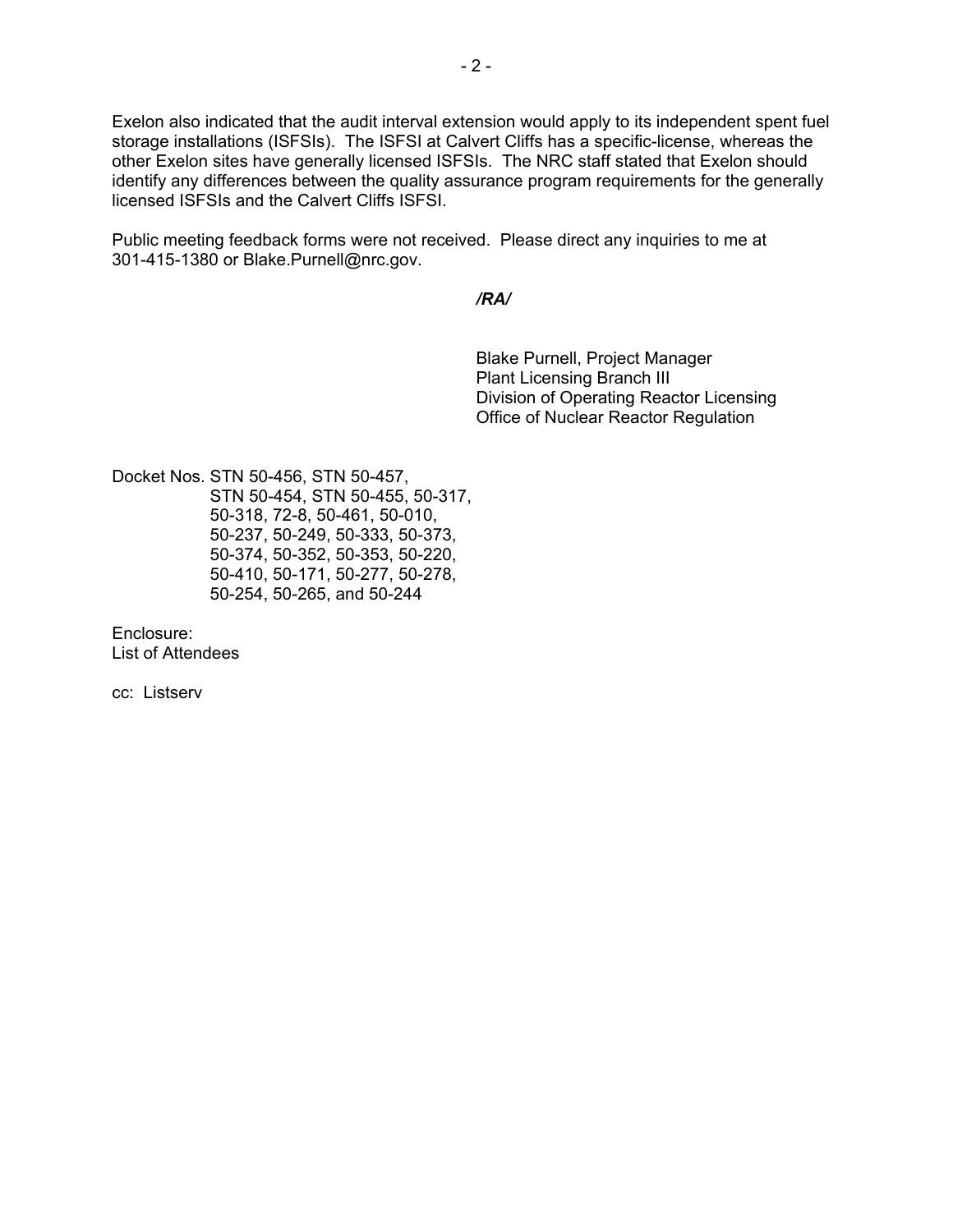Exelon also indicated that the audit interval extension would apply to its independent spent fuel storage installations (ISFSIs). The ISFSI at Calvert Cliffs has a specific-license, whereas the other Exelon sites have generally licensed ISFSIs. The NRC staff stated that Exelon should identify any differences between the quality assurance program requirements for the generally licensed ISFSIs and the Calvert Cliffs ISFSI.

Public meeting feedback forms were not received. Please direct any inquiries to me at 301-415-1380 or Blake.Purnell@nrc.gov.

*/RA/*

Blake Purnell, Project Manager  
Plant Licensing Branch III  
Division of Operating Reactor Licensing  
Office of Nuclear Reactor Regulation

Docket Nos. STN 50-456, STN 50-457, STN 50-454, STN 50-455, 50-317, 50-318, 72-8, 50-461, 50-010, 50-237, 50-249, 50-333, 50-373, 50-374, 50-352, 50-353, 50-220, 50-410, 50-171, 50-277, 50-278, 50-254, 50-265, and 50-244

Enclosure:  
List of Attendees

cc: Listserv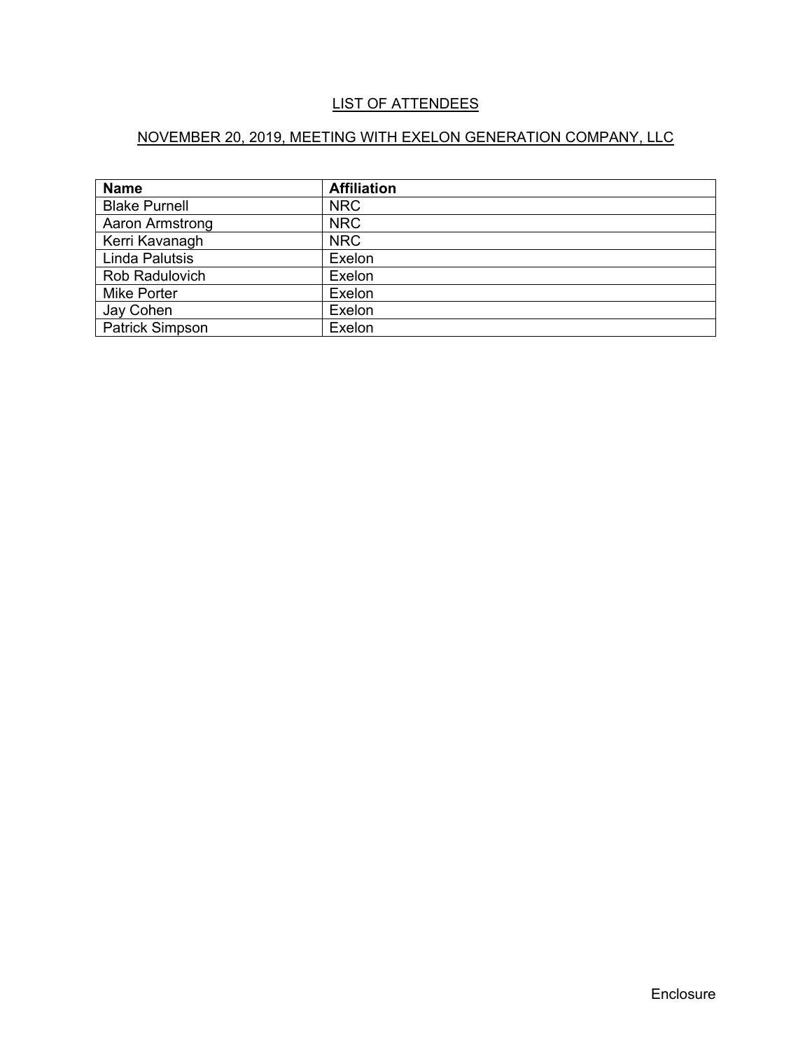## LIST OF ATTENDEES

## NOVEMBER 20, 2019, MEETING WITH EXELON GENERATION COMPANY, LLC

| **Name** | **Affiliation** |
|---|---|
| Blake Purnell | NRC |
| Aaron Armstrong | NRC |
| Kerri Kavanagh | NRC |
| Linda Palutsis | Exelon |
| Rob Radulovich | Exelon |
| Mike Porter | Exelon |
| Jay Cohen | Exelon |
| Patrick Simpson | Exelon |

Enclosure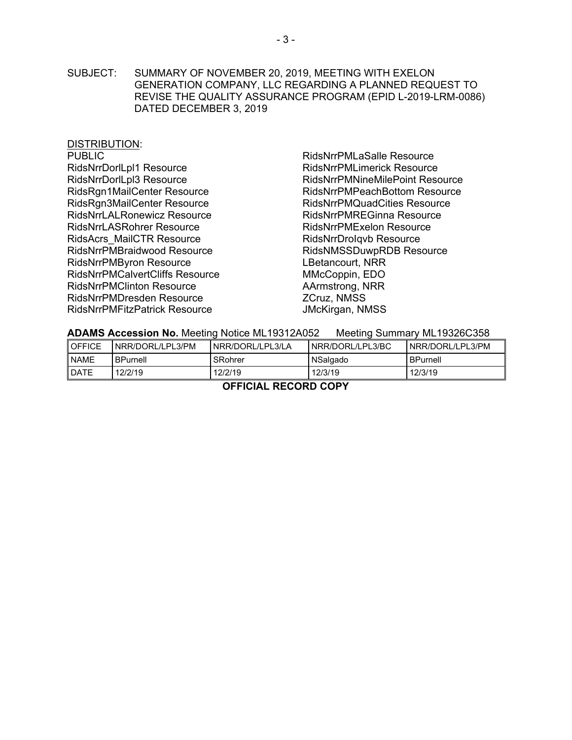SUBJECT: SUMMARY OF NOVEMBER 20, 2019, MEETING WITH EXELON GENERATION COMPANY, LLC REGARDING A PLANNED REQUEST TO REVISE THE QUALITY ASSURANCE PROGRAM (EPID L-2019-LRM-0086) DATED DECEMBER 3, 2019

DISTRIBUTION:

PUBLIC
RidsNrrDorlLpl1 Resource
RidsNrrDorlLpl3 Resource
RidsRgn1MailCenter Resource
RidsRgn3MailCenter Resource
RidsNrrLALRonewicz Resource
RidsNrrLASRohrer Resource
RidsAcrs_MailCTR Resource
RidsNrrPMBraidwood Resource
RidsNrrPMByron Resource
RidsNrrPMCalvertCliffs Resource
RidsNrrPMClinton Resource
RidsNrrPMDresden Resource
RidsNrrPMFitzPatrick Resource
RidsNrrPMLaSalle Resource
RidsNrrPMLimerick Resource
RidsNrrPMNineMilePoint Resource
RidsNrrPMPeachBottom Resource
RidsNrrPMQuadCities Resource
RidsNrrPMREGinna Resource
RidsNrrPMExelon Resource
RidsNrrDroIqvb Resource
RidsNMSSDuwpRDB Resource
LBetancourt, NRR
MMcCoppin, EDO
AArmstrong, NRR
ZCruz, NMSS
JMcKirgan, NMSS

**ADAMS Accession No.** Meeting Notice ML19312A052 Meeting Summary ML19326C358

| OFFICE | NRR/DORL/LPL3/PM | NRR/DORL/LPL3/LA | NRR/DORL/LPL3/BC | NRR/DORL/LPL3/PM |
|---|---|---|---|---|
| NAME | BPurnell | SRohrer | NSalgado | BPurnell |
| DATE | 12/2/19 | 12/2/19 | 12/3/19 | 12/3/19 |

**OFFICIAL RECORD COPY**